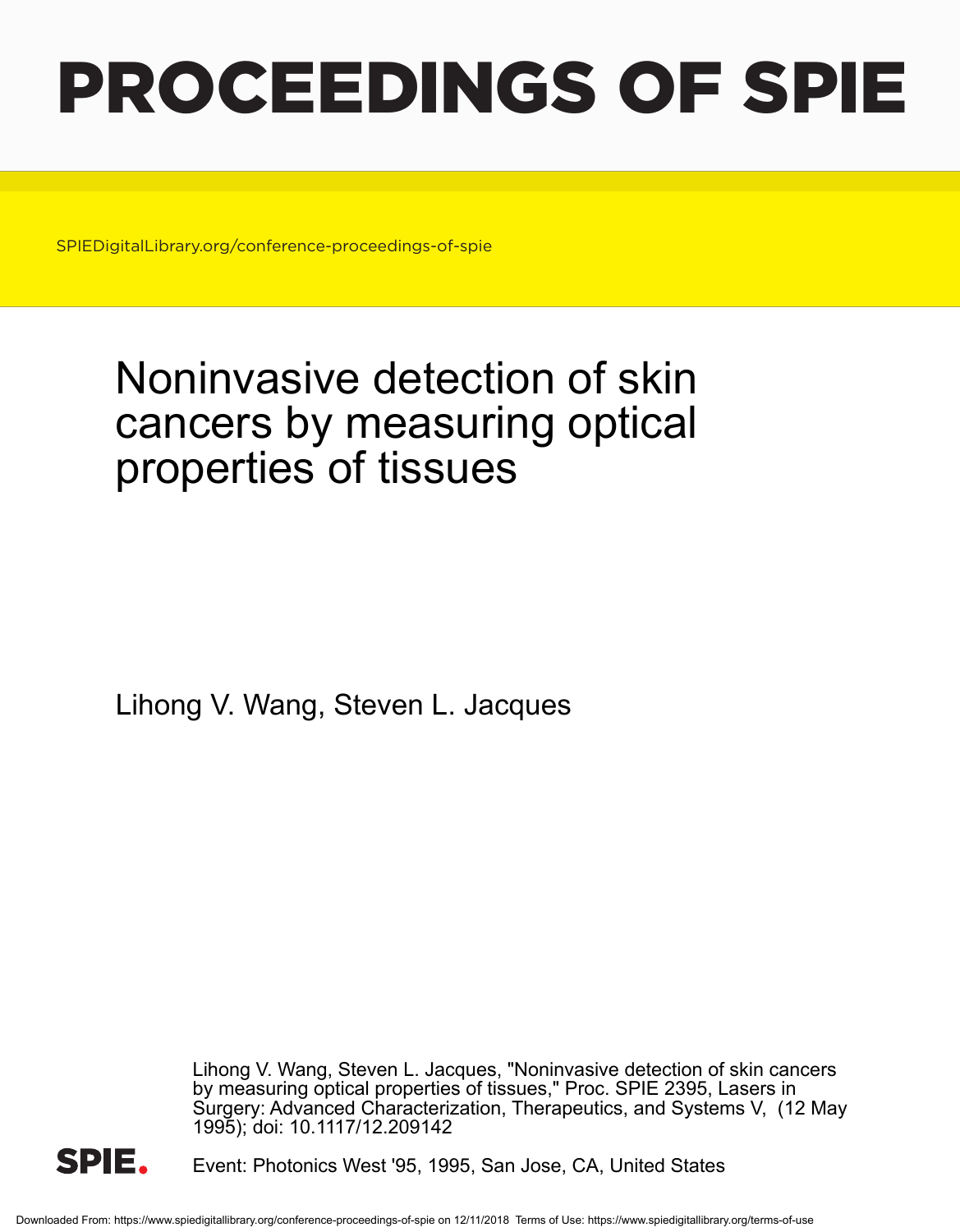# PROCEEDINGS OF SPIE

SPIEDigitalLibrary.org/conference-proceedings-of-spie

# Noninvasive detection of skin cancers by measuring optical properties of tissues

Lihong V. Wang, Steven L. Jacques

Lihong V. Wang, Steven L. Jacques, "Noninvasive detection of skin cancers by measuring optical properties of tissues," Proc. SPIE 2395, Lasers in Surgery: Advanced Characterization, Therapeutics, and Systems V, (12 May 1995); doi: 10.1117/12.209142

Event: Photonics West '95, 1995, San Jose, CA, United States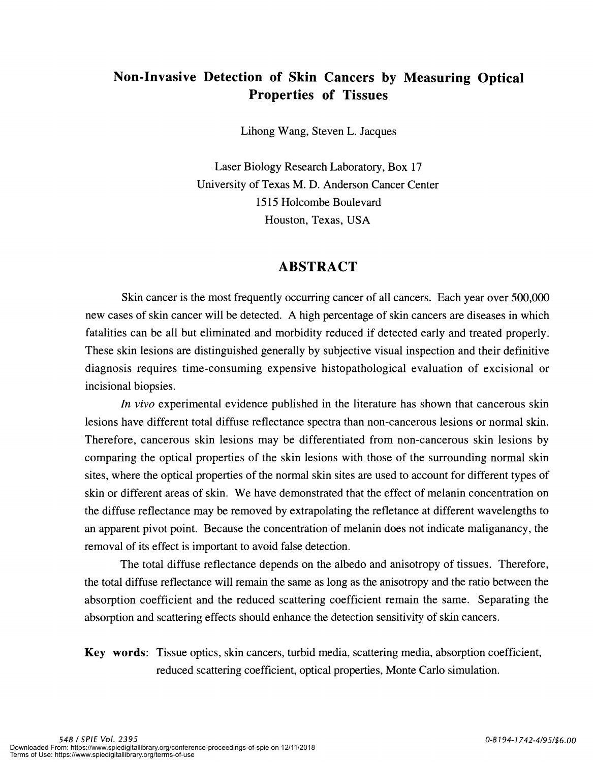# Non-Invasive Detection of Skin Cancers by Measuring Optical Properties of Tissues

Lihong Wang, Steven L. Jacques

Laser Biology Research Laboratory, Box 17
University of Texas M. D. Anderson Cancer Center
1515 Holcombe Boulevard
Houston, Texas, USA

## ABSTRACT

Skin cancer is the most frequently occurring cancer of all cancers. Each year over 500,000 new cases of skin cancer will be detected. A high percentage of skin cancers are diseases in which fatalities can be all but eliminated and morbidity reduced if detected early and treated properly. These skin lesions are distinguished generally by subjective visual inspection and their definitive diagnosis requires time-consuming expensive histopathological evaluation of excisional or incisional biopsies.

*In vivo* experimental evidence published in the literature has shown that cancerous skin lesions have different total diffuse reflectance spectra than non-cancerous lesions or normal skin. Therefore, cancerous skin lesions may be differentiated from non-cancerous skin lesions by comparing the optical properties of the skin lesions with those of the surrounding normal skin sites, where the optical properties of the normal skin sites are used to account for different types of skin or different areas of skin. We have demonstrated that the effect of melanin concentration on the diffuse reflectance may be removed by extrapolating the refletance at different wavelengths to an apparent pivot point. Because the concentration of melanin does not indicate maliganancy, the removal of its effect is important to avoid false detection.

The total diffuse reflectance depends on the albedo and anisotropy of tissues. Therefore, the total diffuse reflectance will remain the same as long as the anisotropy and the ratio between the absorption coefficient and the reduced scattering coefficient remain the same. Separating the absorption and scattering effects should enhance the detection sensitivity of skin cancers.

**Key words**: Tissue optics, skin cancers, turbid media, scattering media, absorption coefficient, reduced scattering coefficient, optical properties, Monte Carlo simulation.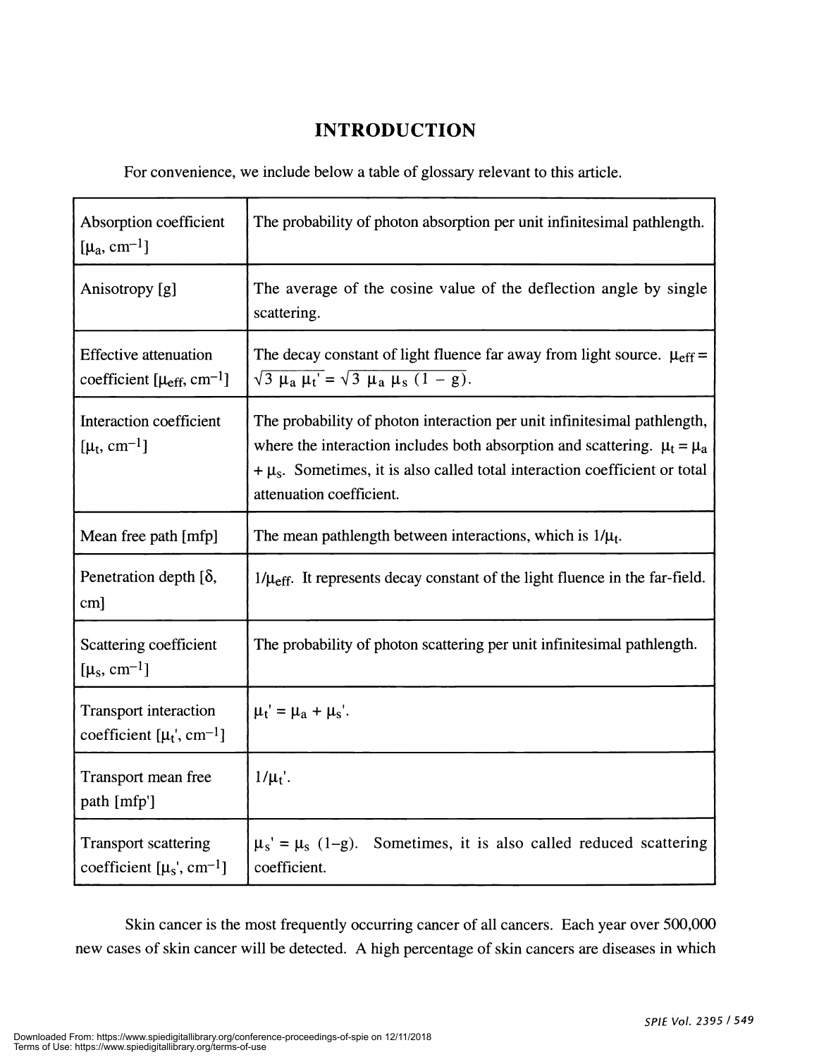# INTRODUCTION

For convenience, we include below a table of glossary relevant to this article.

| | |
|---|---|
| Absorption coefficient [$\mu_a$, $cm^{-1}$] | The probability of photon absorption per unit infinitesimal pathlength. |
| Anisotropy [g] | The average of the cosine value of the deflection angle by single scattering. |
| Effective attenuation coefficient [$\mu_{eff}$, $cm^{-1}$] | The decay constant of light fluence far away from light source. $\mu_{eff} = \sqrt{3\ \mu_a\ \mu_t'} = \sqrt{3\ \mu_a\ \mu_s\ (1-g)}$. |
| Interaction coefficient [$\mu_t$, $cm^{-1}$] | The probability of photon interaction per unit infinitesimal pathlength, where the interaction includes both absorption and scattering. $\mu_t = \mu_a + \mu_s$. Sometimes, it is also called total interaction coefficient or total attenuation coefficient. |
| Mean free path [mfp] | The mean pathlength between interactions, which is $1/\mu_t$. |
| Penetration depth [$\delta$, cm] | $1/\mu_{eff}$. It represents decay constant of the light fluence in the far-field. |
| Scattering coefficient [$\mu_s$, $cm^{-1}$] | The probability of photon scattering per unit infinitesimal pathlength. |
| Transport interaction coefficient [$\mu_t'$, $cm^{-1}$] | $\mu_t' = \mu_a + \mu_s'$. |
| Transport mean free path [mfp'] | $1/\mu_t'$. |
| Transport scattering coefficient [$\mu_s'$, $cm^{-1}$] | $\mu_s' = \mu_s\ (1-g)$. Sometimes, it is also called reduced scattering coefficient. |

Skin cancer is the most frequently occurring cancer of all cancers. Each year over 500,000 new cases of skin cancer will be detected. A high percentage of skin cancers are diseases in which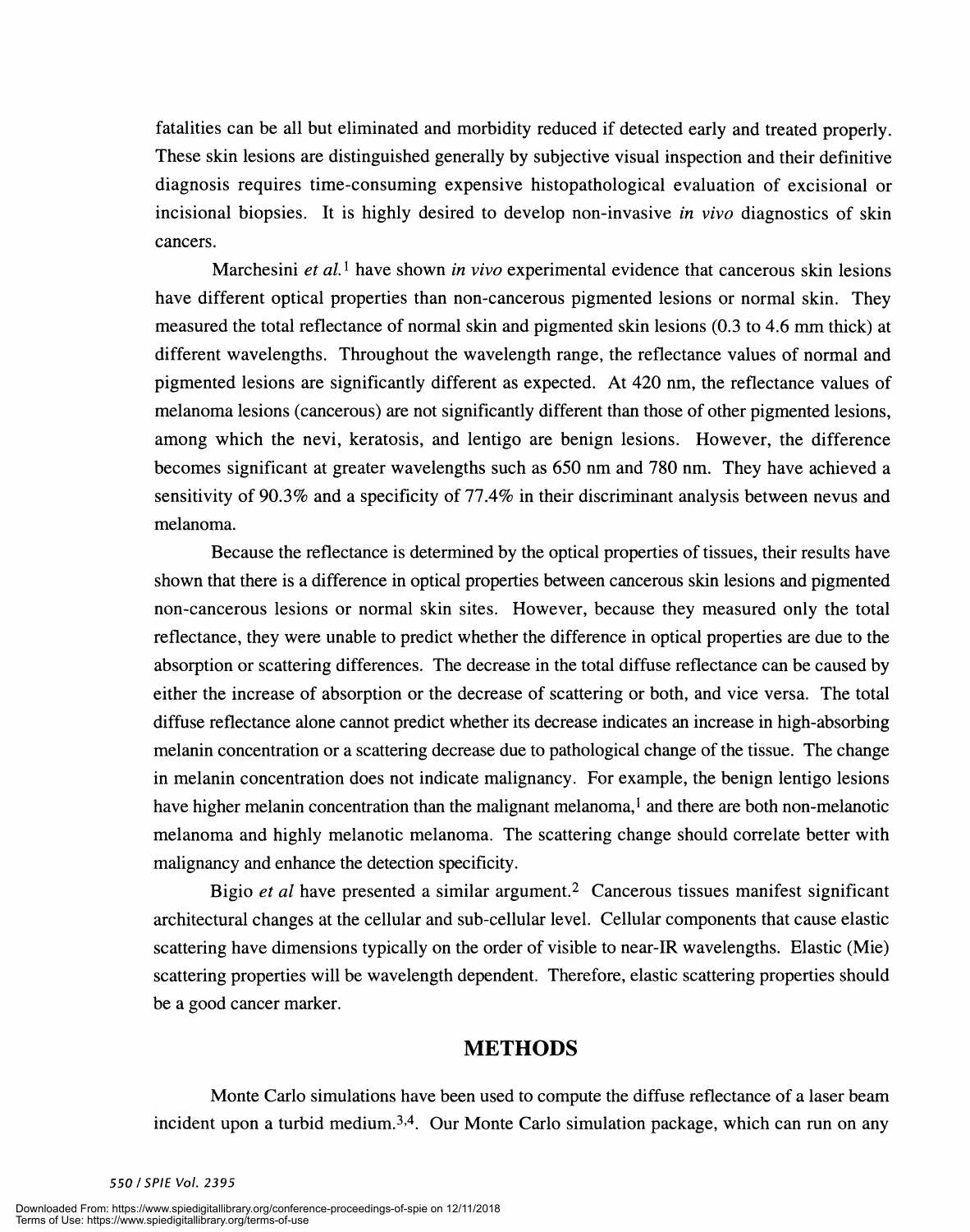fatalities can be all but eliminated and morbidity reduced if detected early and treated properly. These skin lesions are distinguished generally by subjective visual inspection and their definitive diagnosis requires time-consuming expensive histopathological evaluation of excisional or incisional biopsies. It is highly desired to develop non-invasive *in vivo* diagnostics of skin cancers.

Marchesini *et al.*[1] have shown *in vivo* experimental evidence that cancerous skin lesions have different optical properties than non-cancerous pigmented lesions or normal skin. They measured the total reflectance of normal skin and pigmented skin lesions (0.3 to 4.6 mm thick) at different wavelengths. Throughout the wavelength range, the reflectance values of normal and pigmented lesions are significantly different as expected. At 420 nm, the reflectance values of melanoma lesions (cancerous) are not significantly different than those of other pigmented lesions, among which the nevi, keratosis, and lentigo are benign lesions. However, the difference becomes significant at greater wavelengths such as 650 nm and 780 nm. They have achieved a sensitivity of 90.3% and a specificity of 77.4% in their discriminant analysis between nevus and melanoma.

Because the reflectance is determined by the optical properties of tissues, their results have shown that there is a difference in optical properties between cancerous skin lesions and pigmented non-cancerous lesions or normal skin sites. However, because they measured only the total reflectance, they were unable to predict whether the difference in optical properties are due to the absorption or scattering differences. The decrease in the total diffuse reflectance can be caused by either the increase of absorption or the decrease of scattering or both, and vice versa. The total diffuse reflectance alone cannot predict whether its decrease indicates an increase in high-absorbing melanin concentration or a scattering decrease due to pathological change of the tissue. The change in melanin concentration does not indicate malignancy. For example, the benign lentigo lesions have higher melanin concentration than the malignant melanoma,[1] and there are both non-melanotic melanoma and highly melanotic melanoma. The scattering change should correlate better with malignancy and enhance the detection specificity.

Bigio *et al* have presented a similar argument.[2] Cancerous tissues manifest significant architectural changes at the cellular and sub-cellular level. Cellular components that cause elastic scattering have dimensions typically on the order of visible to near-IR wavelengths. Elastic (Mie) scattering properties will be wavelength dependent. Therefore, elastic scattering properties should be a good cancer marker.

## METHODS

Monte Carlo simulations have been used to compute the diffuse reflectance of a laser beam incident upon a turbid medium.[3,4]. Our Monte Carlo simulation package, which can run on any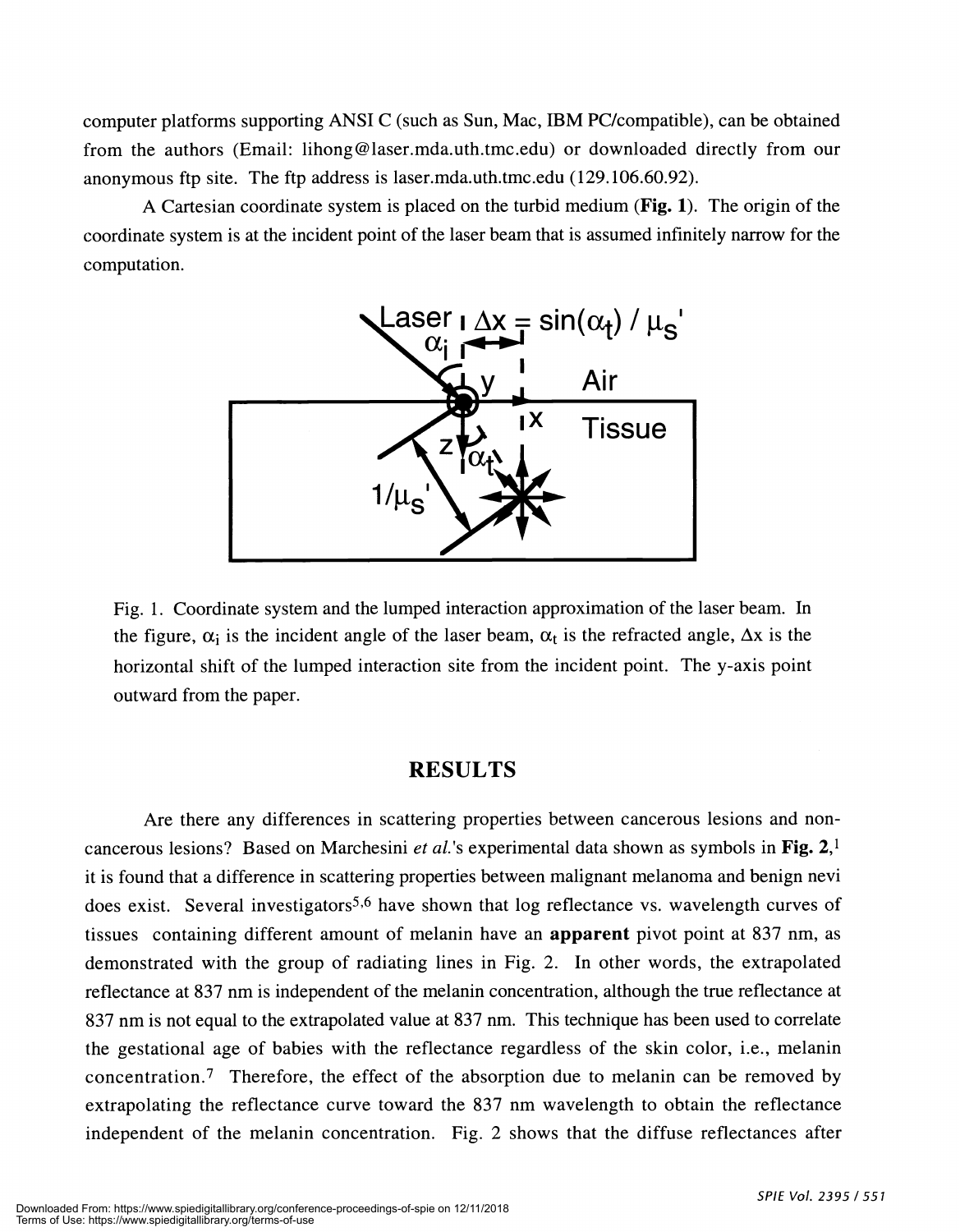computer platforms supporting ANSI C (such as Sun, Mac, IBM PC/compatible), can be obtained from the authors (Email: lihong@laser.mda.uth.tmc.edu) or downloaded directly from our anonymous ftp site. The ftp address is laser.mda.uth.tmc.edu (129.106.60.92).

A Cartesian coordinate system is placed on the turbid medium (**Fig. 1**). The origin of the coordinate system is at the incident point of the laser beam that is assumed infinitely narrow for the computation.

Fig. 1. Coordinate system and the lumped interaction approximation of the laser beam. In the figure, $\alpha_i$ is the incident angle of the laser beam, $\alpha_t$ is the refracted angle, $\Delta x$ is the horizontal shift of the lumped interaction site from the incident point. The y-axis point outward from the paper.

## RESULTS

Are there any differences in scattering properties between cancerous lesions and non-cancerous lesions? Based on Marchesini *et al.*'s experimental data shown as symbols in **Fig. 2**,[1] it is found that a difference in scattering properties between malignant melanoma and benign nevi does exist. Several investigators[5,6] have shown that log reflectance vs. wavelength curves of tissues containing different amount of melanin have an **apparent** pivot point at 837 nm, as demonstrated with the group of radiating lines in Fig. 2. In other words, the extrapolated reflectance at 837 nm is independent of the melanin concentration, although the true reflectance at 837 nm is not equal to the extrapolated value at 837 nm. This technique has been used to correlate the gestational age of babies with the reflectance regardless of the skin color, i.e., melanin concentration.[7] Therefore, the effect of the absorption due to melanin can be removed by extrapolating the reflectance curve toward the 837 nm wavelength to obtain the reflectance independent of the melanin concentration. Fig. 2 shows that the diffuse reflectances after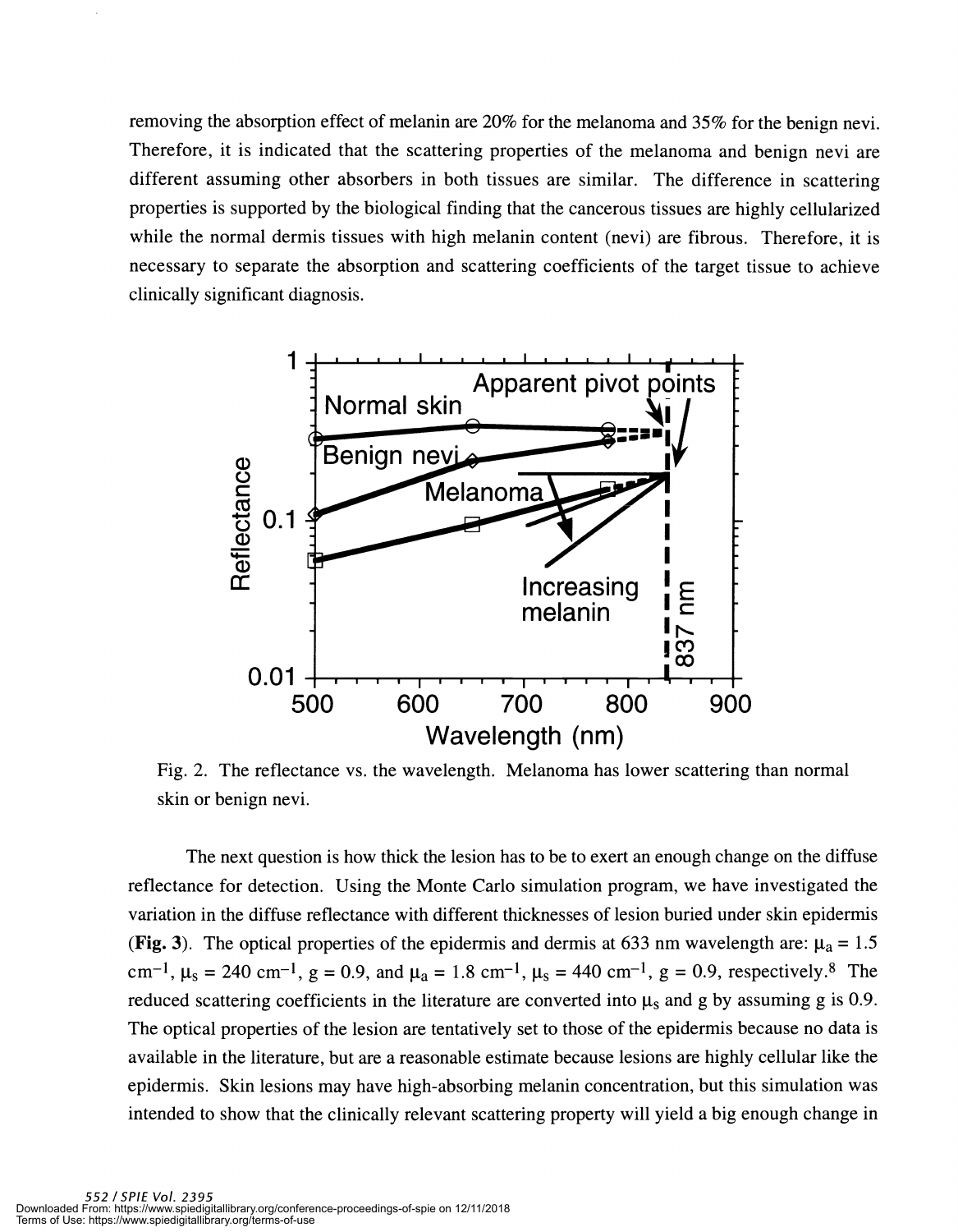removing the absorption effect of melanin are 20% for the melanoma and 35% for the benign nevi. Therefore, it is indicated that the scattering properties of the melanoma and benign nevi are different assuming other absorbers in both tissues are similar. The difference in scattering properties is supported by the biological finding that the cancerous tissues are highly cellularized while the normal dermis tissues with high melanin content (nevi) are fibrous. Therefore, it is necessary to separate the absorption and scattering coefficients of the target tissue to achieve clinically significant diagnosis.

Fig. 2. The reflectance vs. the wavelength. Melanoma has lower scattering than normal skin or benign nevi.

The next question is how thick the lesion has to be to exert an enough change on the diffuse reflectance for detection. Using the Monte Carlo simulation program, we have investigated the variation in the diffuse reflectance with different thicknesses of lesion buried under skin epidermis (**Fig. 3**). The optical properties of the epidermis and dermis at 633 nm wavelength are: $\mu_a = 1.5$ cm$^{-1}$, $\mu_s = 240$ cm$^{-1}$, g = 0.9, and $\mu_a = 1.8$ cm$^{-1}$, $\mu_s = 440$ cm$^{-1}$, g = 0.9, respectively.[8] The reduced scattering coefficients in the literature are converted into $\mu_s$ and g by assuming g is 0.9. The optical properties of the lesion are tentatively set to those of the epidermis because no data is available in the literature, but are a reasonable estimate because lesions are highly cellular like the epidermis. Skin lesions may have high-absorbing melanin concentration, but this simulation was intended to show that the clinically relevant scattering property will yield a big enough change in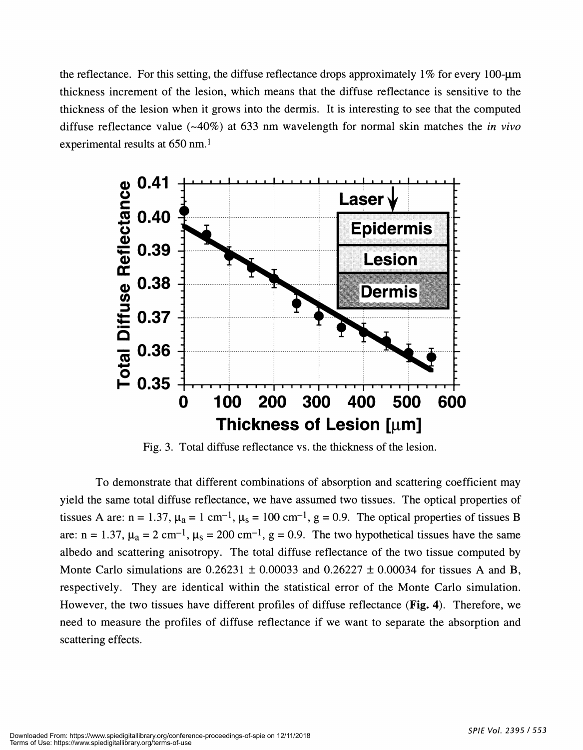the reflectance. For this setting, the diffuse reflectance drops approximately 1% for every 100-μm thickness increment of the lesion, which means that the diffuse reflectance is sensitive to the thickness of the lesion when it grows into the dermis. It is interesting to see that the computed diffuse reflectance value (~40%) at 633 nm wavelength for normal skin matches the *in vivo* experimental results at 650 nm.[1]

Fig. 3. Total diffuse reflectance vs. the thickness of the lesion.

To demonstrate that different combinations of absorption and scattering coefficient may yield the same total diffuse reflectance, we have assumed two tissues. The optical properties of tissues A are: $n = 1.37$, $\mu_a = 1\ cm^{-1}$, $\mu_s = 100\ cm^{-1}$, $g = 0.9$. The optical properties of tissues B are: $n = 1.37$, $\mu_a = 2\ cm^{-1}$, $\mu_s = 200\ cm^{-1}$, $g = 0.9$. The two hypothetical tissues have the same albedo and scattering anisotropy. The total diffuse reflectance of the two tissue computed by Monte Carlo simulations are $0.26231 \pm 0.00033$ and $0.26227 \pm 0.00034$ for tissues A and B, respectively. They are identical within the statistical error of the Monte Carlo simulation. However, the two tissues have different profiles of diffuse reflectance (**Fig. 4**). Therefore, we need to measure the profiles of diffuse reflectance if we want to separate the absorption and scattering effects.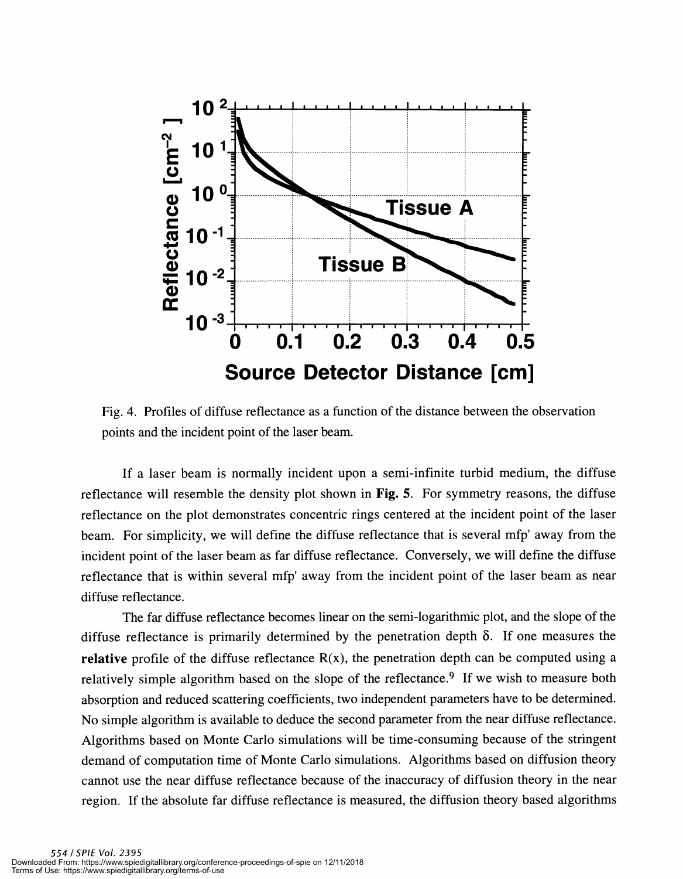Fig. 4. Profiles of diffuse reflectance as a function of the distance between the observation points and the incident point of the laser beam.

If a laser beam is normally incident upon a semi-infinite turbid medium, the diffuse reflectance will resemble the density plot shown in **Fig. 5**. For symmetry reasons, the diffuse reflectance on the plot demonstrates concentric rings centered at the incident point of the laser beam. For simplicity, we will define the diffuse reflectance that is several mfp' away from the incident point of the laser beam as far diffuse reflectance. Conversely, we will define the diffuse reflectance that is within several mfp' away from the incident point of the laser beam as near diffuse reflectance.

The far diffuse reflectance becomes linear on the semi-logarithmic plot, and the slope of the diffuse reflectance is primarily determined by the penetration depth $\delta$. If one measures the **relative** profile of the diffuse reflectance $R(x)$, the penetration depth can be computed using a relatively simple algorithm based on the slope of the reflectance.[9] If we wish to measure both absorption and reduced scattering coefficients, two independent parameters have to be determined. No simple algorithm is available to deduce the second parameter from the near diffuse reflectance. Algorithms based on Monte Carlo simulations will be time-consuming because of the stringent demand of computation time of Monte Carlo simulations. Algorithms based on diffusion theory cannot use the near diffuse reflectance because of the inaccuracy of diffusion theory in the near region. If the absolute far diffuse reflectance is measured, the diffusion theory based algorithms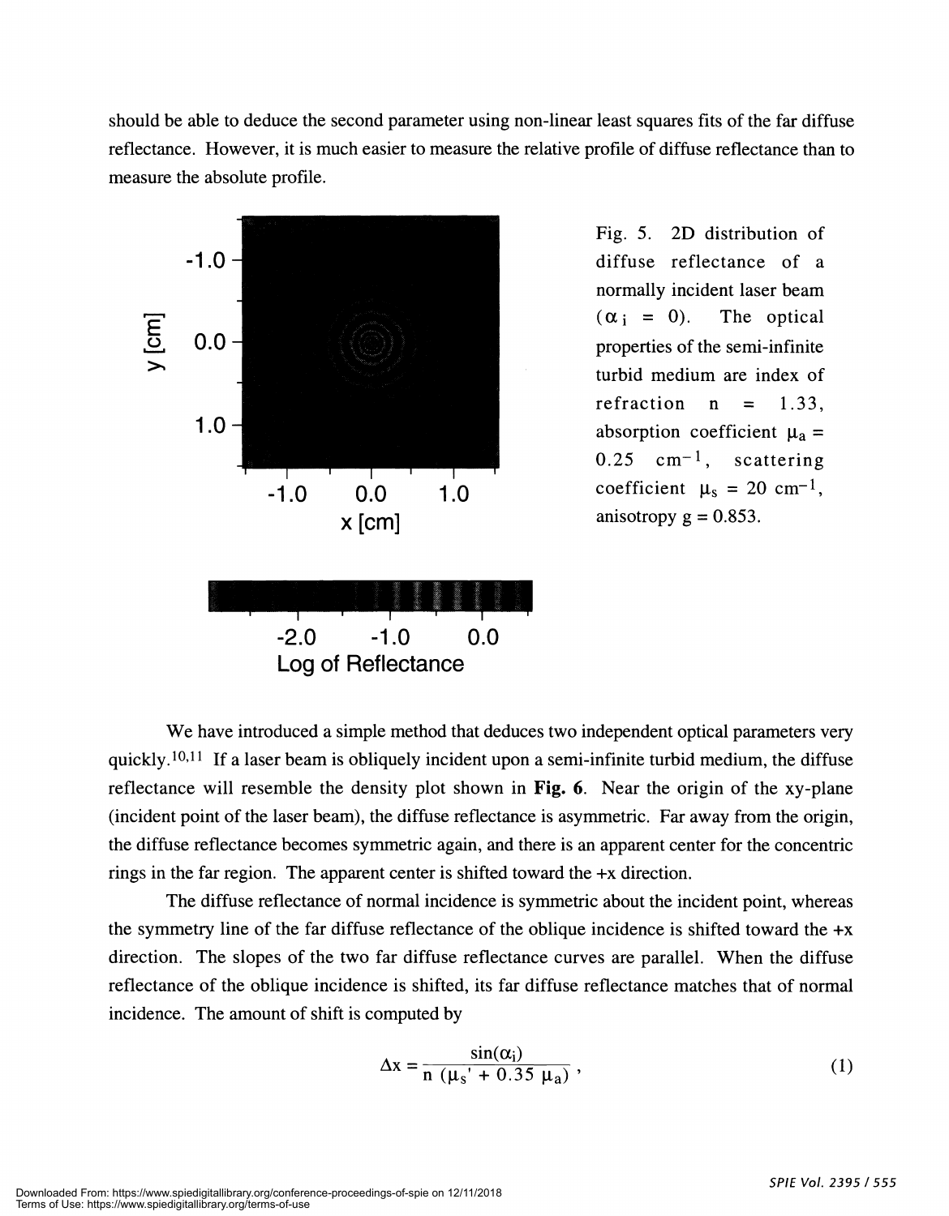should be able to deduce the second parameter using non-linear least squares fits of the far diffuse reflectance. However, it is much easier to measure the relative profile of diffuse reflectance than to measure the absolute profile.

Fig. 5. 2D distribution of diffuse reflectance of a normally incident laser beam ($\alpha_i = 0$). The optical properties of the semi-infinite turbid medium are index of refraction $n = 1.33$, absorption coefficient $\mu_a = 0.25\ \text{cm}^{-1}$, scattering coefficient $\mu_s = 20\ \text{cm}^{-1}$, anisotropy $g = 0.853$.

We have introduced a simple method that deduces two independent optical parameters very quickly.[10,11] If a laser beam is obliquely incident upon a semi-infinite turbid medium, the diffuse reflectance will resemble the density plot shown in **Fig. 6**. Near the origin of the xy-plane (incident point of the laser beam), the diffuse reflectance is asymmetric. Far away from the origin, the diffuse reflectance becomes symmetric again, and there is an apparent center for the concentric rings in the far region. The apparent center is shifted toward the +x direction.

The diffuse reflectance of normal incidence is symmetric about the incident point, whereas the symmetry line of the far diffuse reflectance of the oblique incidence is shifted toward the +x direction. The slopes of the two far diffuse reflectance curves are parallel. When the diffuse reflectance of the oblique incidence is shifted, its far diffuse reflectance matches that of normal incidence. The amount of shift is computed by

$$\Delta x = \frac{\sin(\alpha_i)}{n\ (\mu_s' + 0.35\ \mu_a)}\ , \tag{1}$$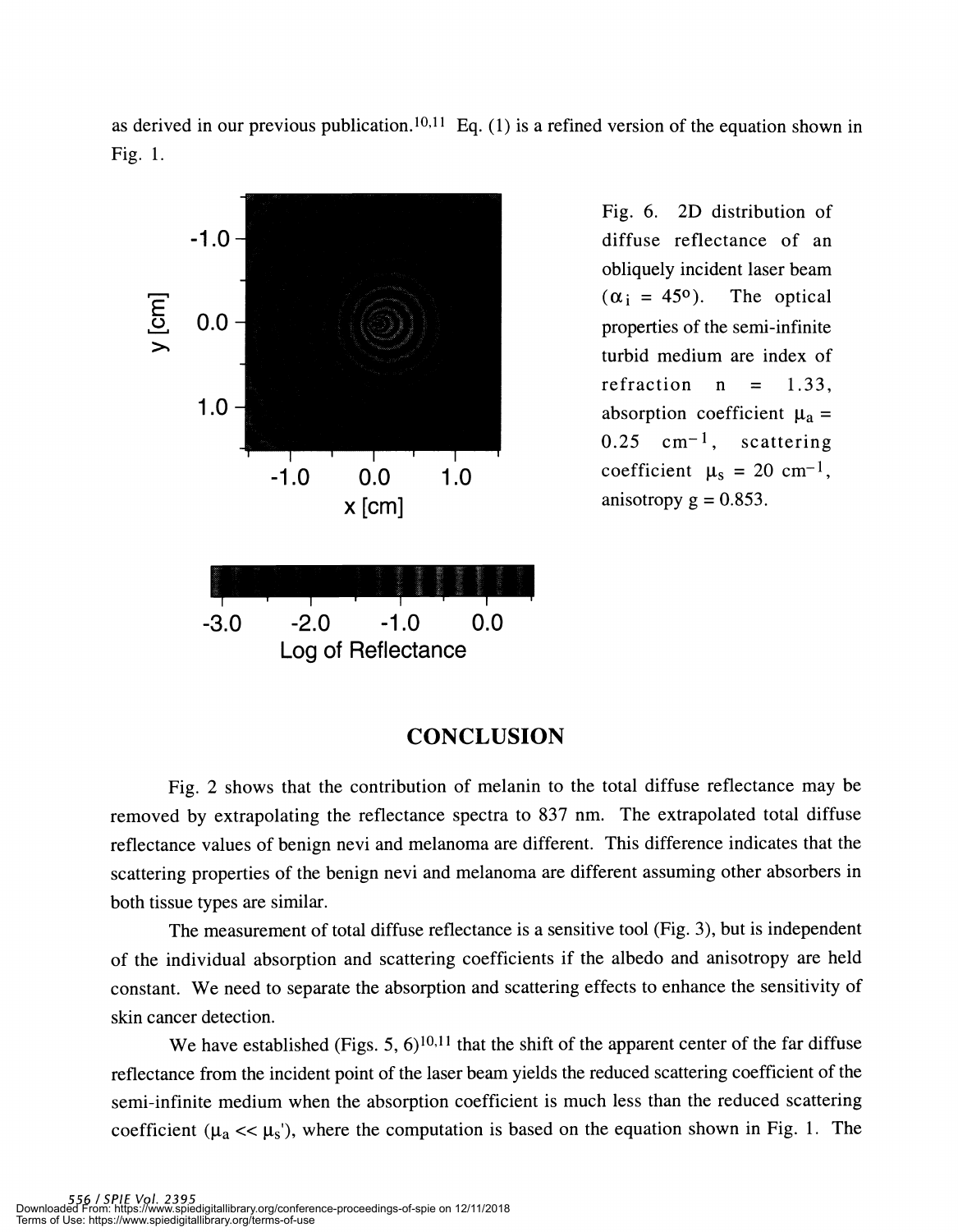as derived in our previous publication.[10,11] Eq. (1) is a refined version of the equation shown in Fig. 1.

Fig. 6. 2D distribution of diffuse reflectance of an obliquely incident laser beam ($\alpha_i$ = 45°). The optical properties of the semi-infinite turbid medium are index of refraction n = 1.33, absorption coefficient $\mu_a$ = 0.25 $cm^{-1}$, scattering coefficient $\mu_s$ = 20 $cm^{-1}$, anisotropy g = 0.853.

## CONCLUSION

Fig. 2 shows that the contribution of melanin to the total diffuse reflectance may be removed by extrapolating the reflectance spectra to 837 nm. The extrapolated total diffuse reflectance values of benign nevi and melanoma are different. This difference indicates that the scattering properties of the benign nevi and melanoma are different assuming other absorbers in both tissue types are similar.

The measurement of total diffuse reflectance is a sensitive tool (Fig. 3), but is independent of the individual absorption and scattering coefficients if the albedo and anisotropy are held constant. We need to separate the absorption and scattering effects to enhance the sensitivity of skin cancer detection.

We have established (Figs. 5, 6)[10,11] that the shift of the apparent center of the far diffuse reflectance from the incident point of the laser beam yields the reduced scattering coefficient of the semi-infinite medium when the absorption coefficient is much less than the reduced scattering coefficient ($\mu_a << \mu_s'$), where the computation is based on the equation shown in Fig. 1. The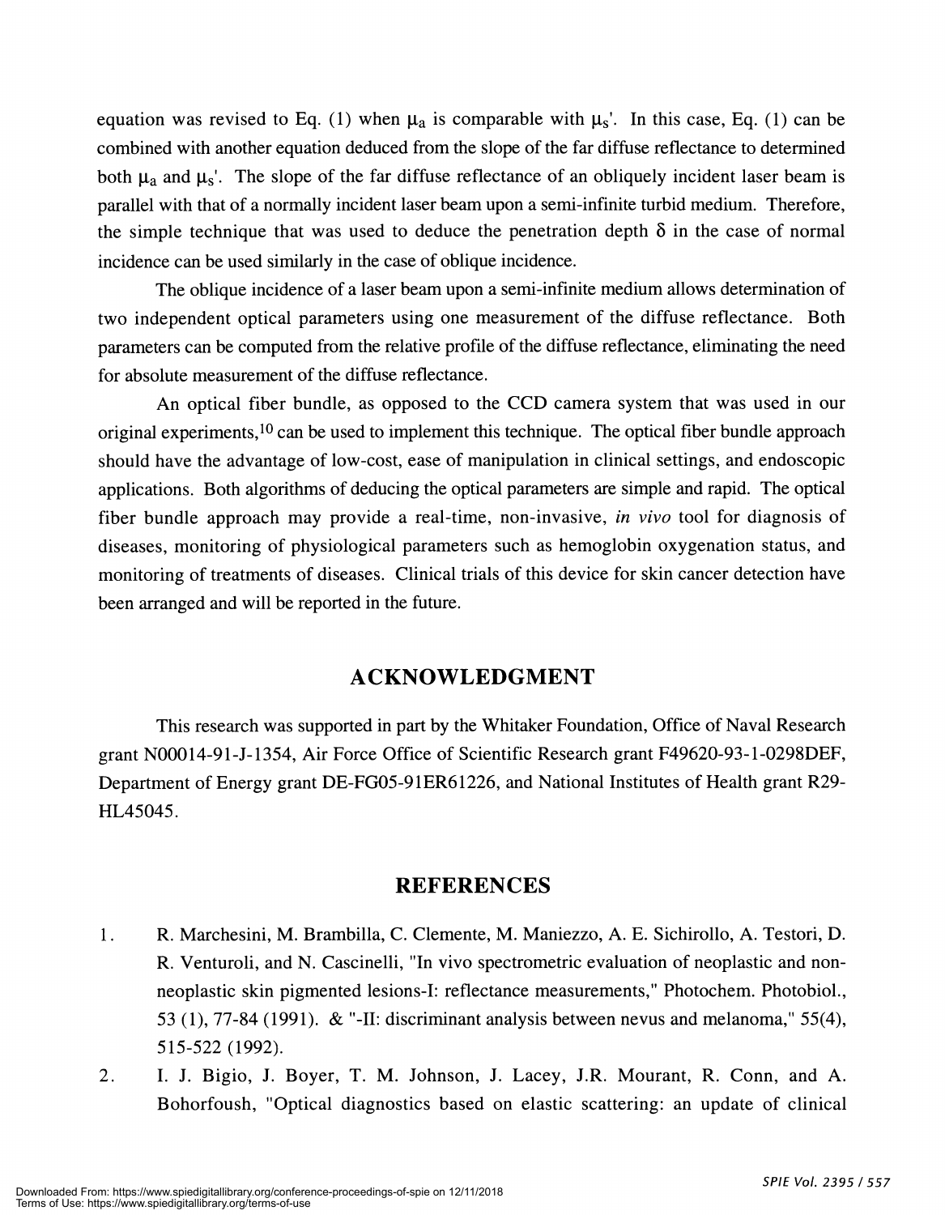equation was revised to Eq. (1) when $\mu_a$ is comparable with $\mu_s'$. In this case, Eq. (1) can be combined with another equation deduced from the slope of the far diffuse reflectance to determined both $\mu_a$ and $\mu_s'$. The slope of the far diffuse reflectance of an obliquely incident laser beam is parallel with that of a normally incident laser beam upon a semi-infinite turbid medium. Therefore, the simple technique that was used to deduce the penetration depth $\delta$ in the case of normal incidence can be used similarly in the case of oblique incidence.

The oblique incidence of a laser beam upon a semi-infinite medium allows determination of two independent optical parameters using one measurement of the diffuse reflectance. Both parameters can be computed from the relative profile of the diffuse reflectance, eliminating the need for absolute measurement of the diffuse reflectance.

An optical fiber bundle, as opposed to the CCD camera system that was used in our original experiments,[10] can be used to implement this technique. The optical fiber bundle approach should have the advantage of low-cost, ease of manipulation in clinical settings, and endoscopic applications. Both algorithms of deducing the optical parameters are simple and rapid. The optical fiber bundle approach may provide a real-time, non-invasive, *in vivo* tool for diagnosis of diseases, monitoring of physiological parameters such as hemoglobin oxygenation status, and monitoring of treatments of diseases. Clinical trials of this device for skin cancer detection have been arranged and will be reported in the future.

## ACKNOWLEDGMENT

This research was supported in part by the Whitaker Foundation, Office of Naval Research grant N00014-91-J-1354, Air Force Office of Scientific Research grant F49620-93-1-0298DEF, Department of Energy grant DE-FG05-91ER61226, and National Institutes of Health grant R29-HL45045.

## REFERENCES

1. R. Marchesini, M. Brambilla, C. Clemente, M. Maniezzo, A. E. Sichirollo, A. Testori, D. R. Venturoli, and N. Cascinelli, "In vivo spectrometric evaluation of neoplastic and non-neoplastic skin pigmented lesions-I: reflectance measurements," Photochem. Photobiol., 53 (1), 77-84 (1991). & "-II: discriminant analysis between nevus and melanoma," 55(4), 515-522 (1992).
2. I. J. Bigio, J. Boyer, T. M. Johnson, J. Lacey, J.R. Mourant, R. Conn, and A. Bohorfoush, "Optical diagnostics based on elastic scattering: an update of clinical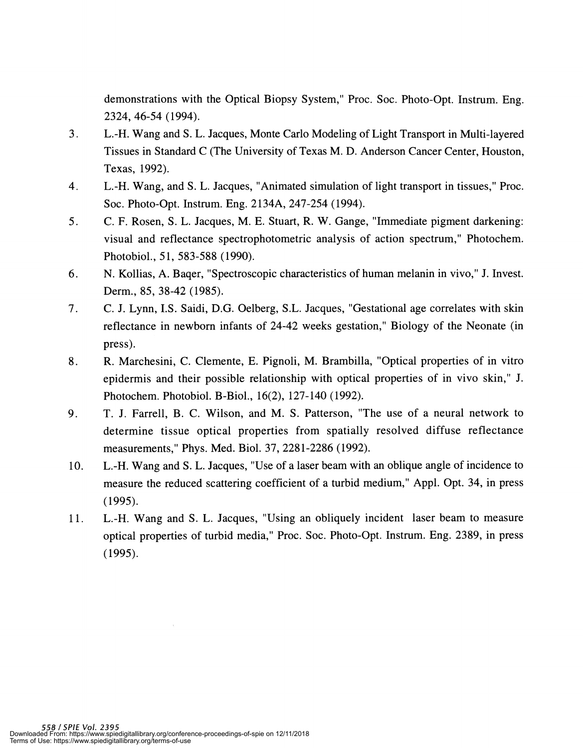demonstrations with the Optical Biopsy System," Proc. Soc. Photo-Opt. Instrum. Eng. 2324, 46-54 (1994).

3. L.-H. Wang and S. L. Jacques, Monte Carlo Modeling of Light Transport in Multi-layered Tissues in Standard C (The University of Texas M. D. Anderson Cancer Center, Houston, Texas, 1992).

4. L.-H. Wang, and S. L. Jacques, "Animated simulation of light transport in tissues," Proc. Soc. Photo-Opt. Instrum. Eng. 2134A, 247-254 (1994).

5. C. F. Rosen, S. L. Jacques, M. E. Stuart, R. W. Gange, "Immediate pigment darkening: visual and reflectance spectrophotometric analysis of action spectrum," Photochem. Photobiol., 51, 583-588 (1990).

6. N. Kollias, A. Baqer, "Spectroscopic characteristics of human melanin in vivo," J. Invest. Derm., 85, 38-42 (1985).

7. C. J. Lynn, I.S. Saidi, D.G. Oelberg, S.L. Jacques, "Gestational age correlates with skin reflectance in newborn infants of 24-42 weeks gestation," Biology of the Neonate (in press).

8. R. Marchesini, C. Clemente, E. Pignoli, M. Brambilla, "Optical properties of in vitro epidermis and their possible relationship with optical properties of in vivo skin," J. Photochem. Photobiol. B-Biol., 16(2), 127-140 (1992).

9. T. J. Farrell, B. C. Wilson, and M. S. Patterson, "The use of a neural network to determine tissue optical properties from spatially resolved diffuse reflectance measurements," Phys. Med. Biol. 37, 2281-2286 (1992).

10. L.-H. Wang and S. L. Jacques, "Use of a laser beam with an oblique angle of incidence to measure the reduced scattering coefficient of a turbid medium," Appl. Opt. 34, in press (1995).

11. L.-H. Wang and S. L. Jacques, "Using an obliquely incident laser beam to measure optical properties of turbid media," Proc. Soc. Photo-Opt. Instrum. Eng. 2389, in press (1995).